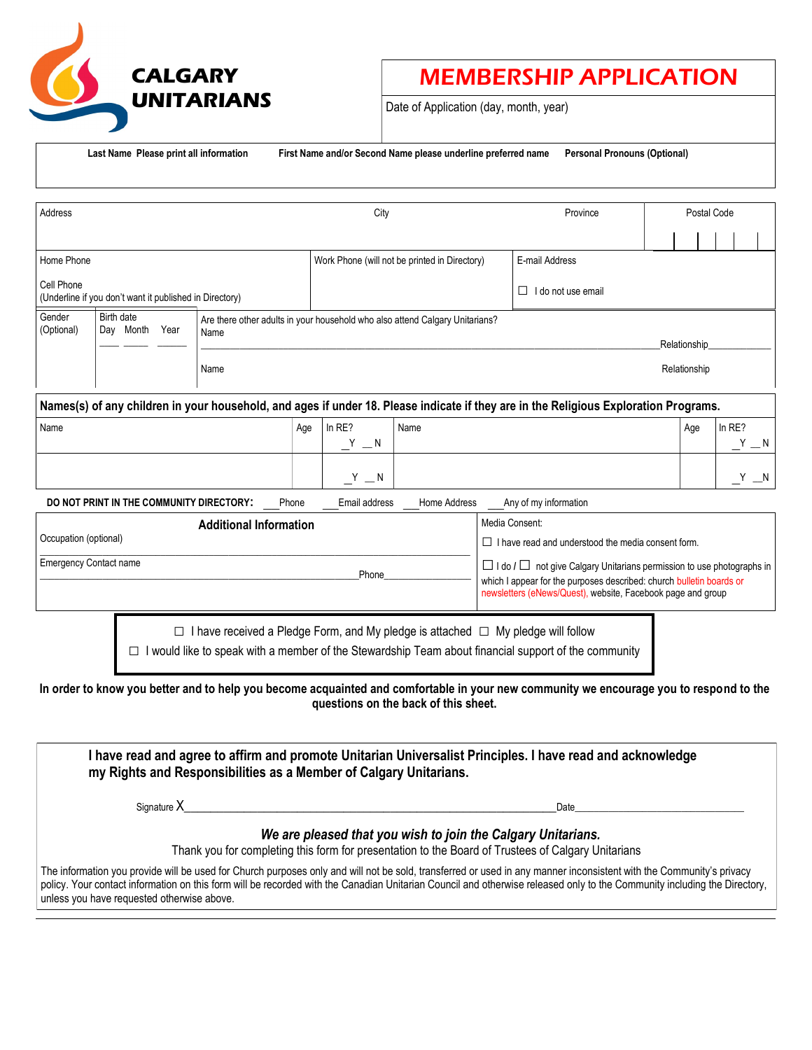# CALGARY UNITARIANS

## MEMBERSHIP APPLICATION

Date of Application (day, month, year)

| Last Name Please print all information | First Name and/or Second Name please underline preferred name | Personal Pronouns (Optional) |
|---|---|---|
| | | |

| Address | City | Province | Postal Code |
|---|---|---|---|
| | | | |

| Home Phone<br><br>Cell Phone<br>(Underline if you don't want it published in Directory) | Work Phone (will not be printed in Directory) | E-mail Address<br><br>☐ I do not use email |
|---|---|---|

| Gender (Optional) | Birth date<br>Day Month Year<br>___ ___ ___ | Are there other adults in your household who also attend Calgary Unitarians?<br>Name ______________________ Relationship__________<br><br>Name Relationship |
|---|---|---|

**Names(s) of any children in your household, and ages if under 18. Please indicate if they are in the Religious Exploration Programs.**

| Name | Age | In RE? | Name | Age | In RE? |
|---|---|---|---|---|---|
| | | _Y _N | | | _Y _N |
| | | _Y _N | | | _Y _N |

**DO NOT PRINT IN THE COMMUNITY DIRECTORY:** ___Phone ___Email address ___Home Address ___Any of my information

| **Additional Information** | Media Consent: |
|---|---|
| Occupation (optional) | ☐ I have read and understood the media consent form. |
| Emergency Contact name ______________________ Phone__________ | ☐ I do / ☐ not give Calgary Unitarians permission to use photographs in which I appear for the purposes described: church bulletin boards or newsletters (eNews/Quest), website, Facebook page and group |

☐ I have received a Pledge Form, and My pledge is attached ☐ My pledge will follow

☐ I would like to speak with a member of the Stewardship Team about financial support of the community

**In order to know you better and to help you become acquainted and comfortable in your new community we encourage you to respond to the questions on the back of this sheet.**

**I have read and agree to affirm and promote Unitarian Universalist Principles. I have read and acknowledge my Rights and Responsibilities as a Member of Calgary Unitarians.**

Signature X______________________________________________Date______________________

***We are pleased that you wish to join the Calgary Unitarians.***

Thank you for completing this form for presentation to the Board of Trustees of Calgary Unitarians

The information you provide will be used for Church purposes only and will not be sold, transferred or used in any manner inconsistent with the Community's privacy policy. Your contact information on this form will be recorded with the Canadian Unitarian Council and otherwise released only to the Community including the Directory, unless you have requested otherwise above.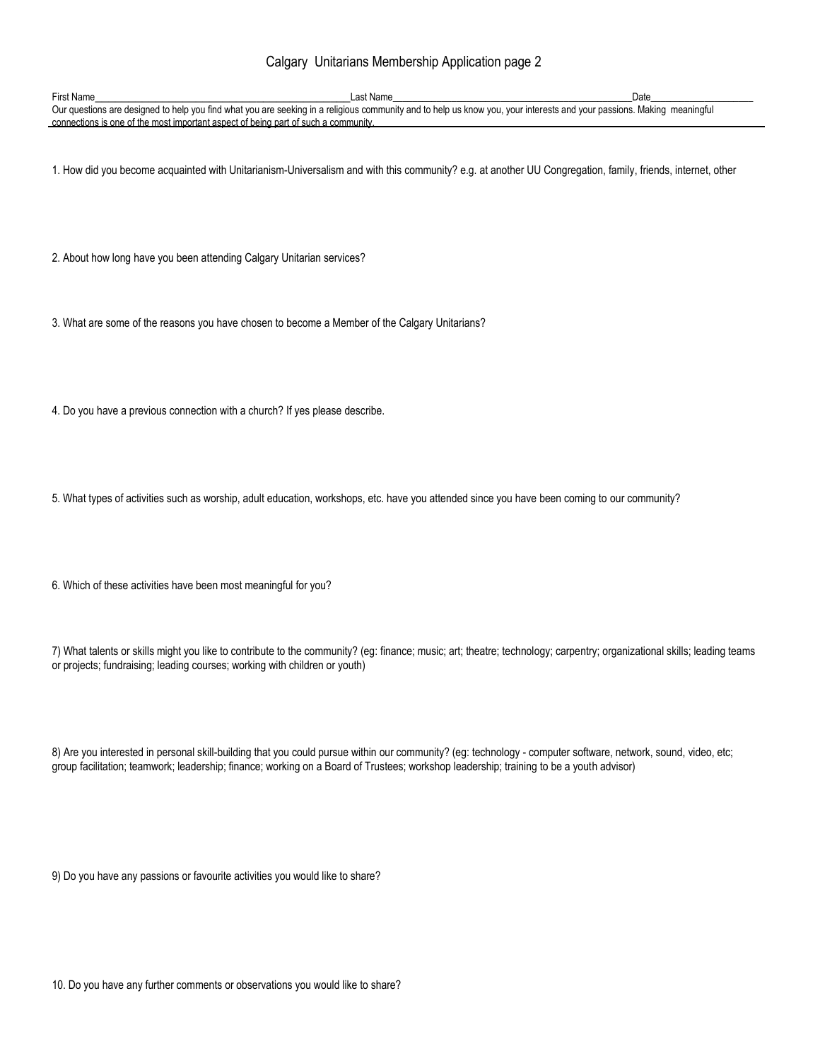# Calgary Unitarians Membership Application page 2

First Name\_\_\_\_\_\_\_\_\_\_\_\_\_\_\_\_\_\_\_\_\_\_\_\_\_\_\_\_\_\_\_\_\_\_\_\_\_\_\_\_\_\_\_\_\_\_Last Name\_\_\_\_\_\_\_\_\_\_\_\_\_\_\_\_\_\_\_\_\_\_\_\_\_\_\_\_\_\_\_\_\_\_\_\_\_\_\_\_\_\_\_\_\_\_Date\_\_\_\_\_\_\_\_\_\_\_\_\_\_\_\_\_\_\_\_

Our questions are designed to help you find what you are seeking in a religious community and to help us know you, your interests and your passions. Making meaningful connections is one of the most important aspect of being part of such a community.

1. How did you become acquainted with Unitarianism-Universalism and with this community? e.g. at another UU Congregation, family, friends, internet, other

2. About how long have you been attending Calgary Unitarian services?

3. What are some of the reasons you have chosen to become a Member of the Calgary Unitarians?

4. Do you have a previous connection with a church? If yes please describe.

5. What types of activities such as worship, adult education, workshops, etc. have you attended since you have been coming to our community?

6. Which of these activities have been most meaningful for you?

7) What talents or skills might you like to contribute to the community? (eg: finance; music; art; theatre; technology; carpentry; organizational skills; leading teams or projects; fundraising; leading courses; working with children or youth)

8) Are you interested in personal skill-building that you could pursue within our community? (eg: technology - computer software, network, sound, video, etc; group facilitation; teamwork; leadership; finance; working on a Board of Trustees; workshop leadership; training to be a youth advisor)

9) Do you have any passions or favourite activities you would like to share?

10. Do you have any further comments or observations you would like to share?